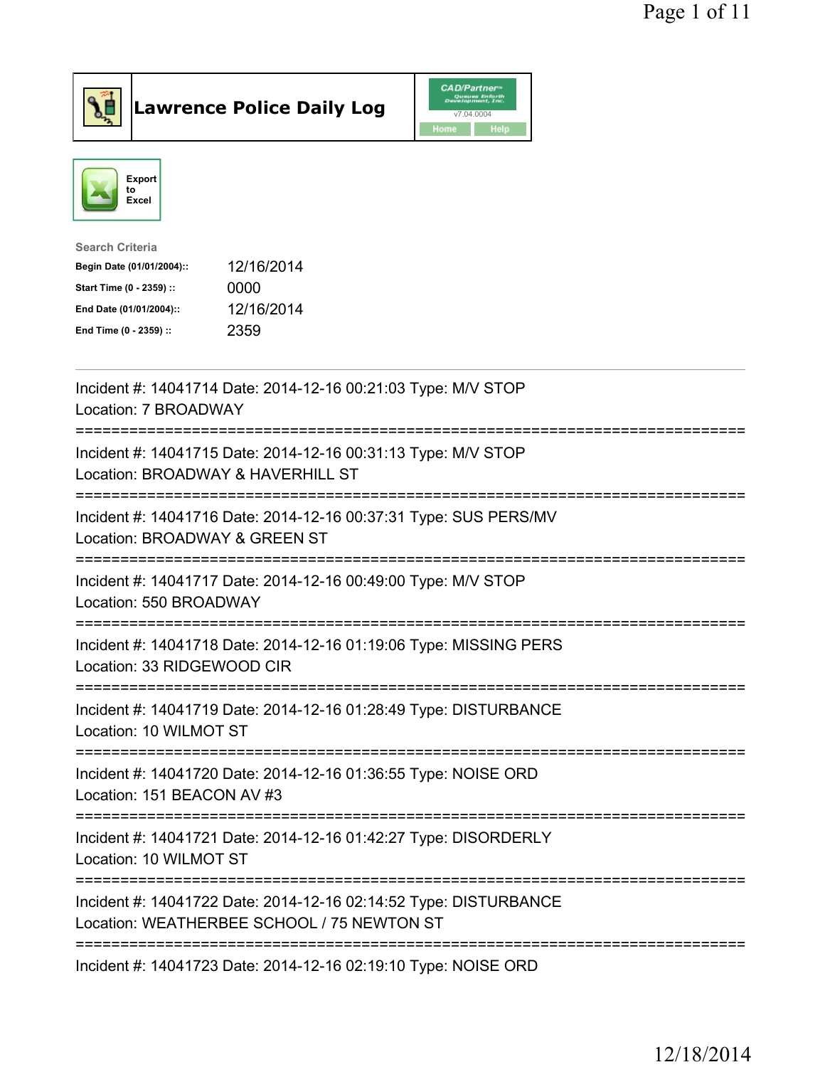# Lawrence Police Daily Log

Export to Excel

**Search Criteria**

| | |
|---|---|
| **Begin Date (01/01/2004)::** | 12/16/2014 |
| **Start Time (0 - 2359) ::** | 0000 |
| **End Date (01/01/2004)::** | 12/16/2014 |
| **End Time (0 - 2359) ::** | 2359 |

---

Incident #: 14041714 Date: 2014-12-16 00:21:03 Type: M/V STOP
Location: 7 BROADWAY

===========================================================================

Incident #: 14041715 Date: 2014-12-16 00:31:13 Type: M/V STOP
Location: BROADWAY & HAVERHILL ST

===========================================================================

Incident #: 14041716 Date: 2014-12-16 00:37:31 Type: SUS PERS/MV
Location: BROADWAY & GREEN ST

===========================================================================

Incident #: 14041717 Date: 2014-12-16 00:49:00 Type: M/V STOP
Location: 550 BROADWAY

===========================================================================

Incident #: 14041718 Date: 2014-12-16 01:19:06 Type: MISSING PERS
Location: 33 RIDGEWOOD CIR

===========================================================================

Incident #: 14041719 Date: 2014-12-16 01:28:49 Type: DISTURBANCE
Location: 10 WILMOT ST

===========================================================================

Incident #: 14041720 Date: 2014-12-16 01:36:55 Type: NOISE ORD
Location: 151 BEACON AV #3

===========================================================================

Incident #: 14041721 Date: 2014-12-16 01:42:27 Type: DISORDERLY
Location: 10 WILMOT ST

===========================================================================

Incident #: 14041722 Date: 2014-12-16 02:14:52 Type: DISTURBANCE
Location: WEATHERBEE SCHOOL / 75 NEWTON ST

===========================================================================

Incident #: 14041723 Date: 2014-12-16 02:19:10 Type: NOISE ORD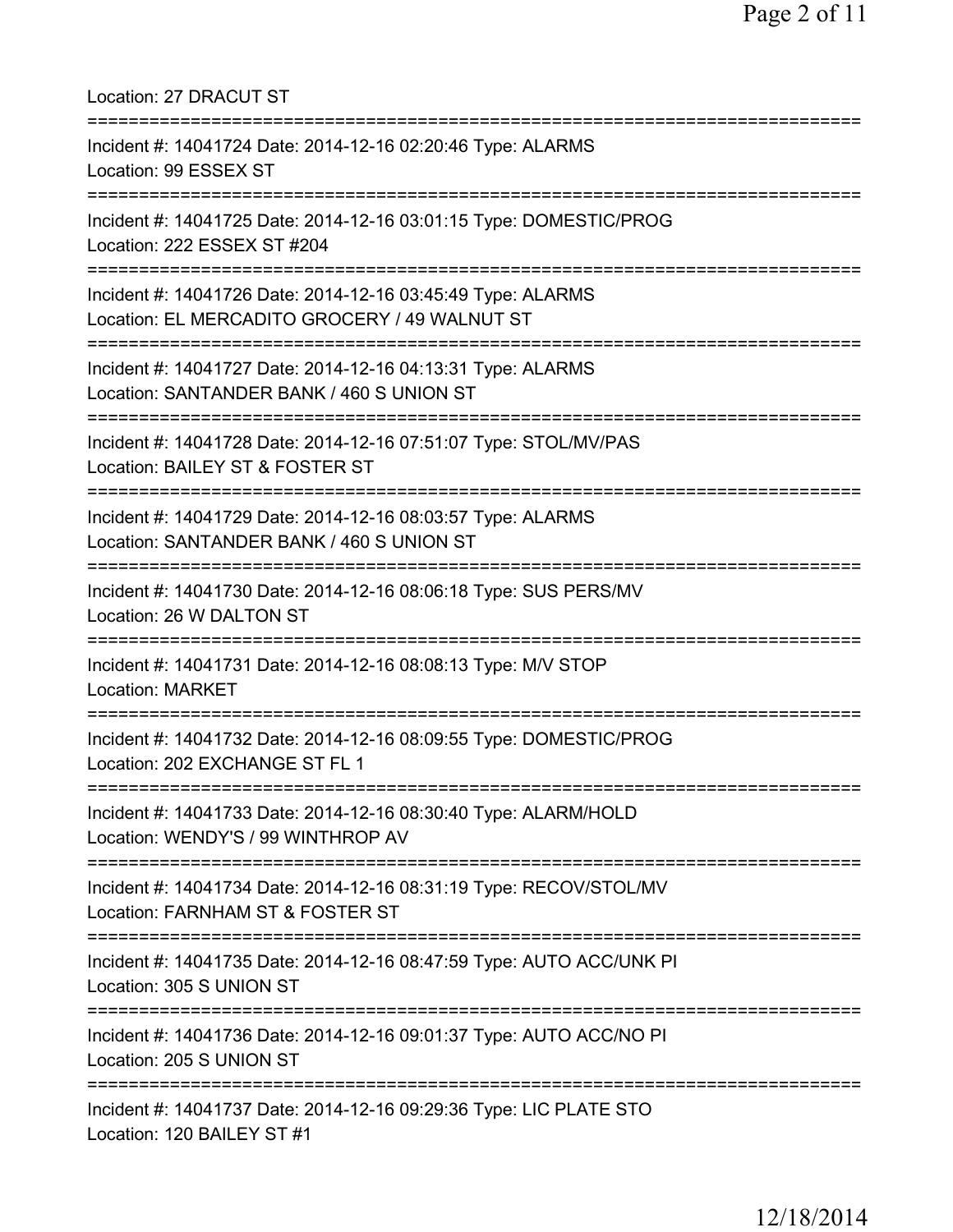Location: 27 DRACUT ST

===========================================================================

Incident #: 14041724 Date: 2014-12-16 02:20:46 Type: ALARMS
Location: 99 ESSEX ST

===========================================================================

Incident #: 14041725 Date: 2014-12-16 03:01:15 Type: DOMESTIC/PROG
Location: 222 ESSEX ST #204

===========================================================================

Incident #: 14041726 Date: 2014-12-16 03:45:49 Type: ALARMS
Location: EL MERCADITO GROCERY / 49 WALNUT ST

===========================================================================

Incident #: 14041727 Date: 2014-12-16 04:13:31 Type: ALARMS
Location: SANTANDER BANK / 460 S UNION ST

===========================================================================

Incident #: 14041728 Date: 2014-12-16 07:51:07 Type: STOL/MV/PAS
Location: BAILEY ST & FOSTER ST

===========================================================================

Incident #: 14041729 Date: 2014-12-16 08:03:57 Type: ALARMS
Location: SANTANDER BANK / 460 S UNION ST

===========================================================================

Incident #: 14041730 Date: 2014-12-16 08:06:18 Type: SUS PERS/MV
Location: 26 W DALTON ST

===========================================================================

Incident #: 14041731 Date: 2014-12-16 08:08:13 Type: M/V STOP
Location: MARKET

===========================================================================

Incident #: 14041732 Date: 2014-12-16 08:09:55 Type: DOMESTIC/PROG
Location: 202 EXCHANGE ST FL 1

===========================================================================

Incident #: 14041733 Date: 2014-12-16 08:30:40 Type: ALARM/HOLD
Location: WENDY'S / 99 WINTHROP AV

===========================================================================

Incident #: 14041734 Date: 2014-12-16 08:31:19 Type: RECOV/STOL/MV
Location: FARNHAM ST & FOSTER ST

===========================================================================

Incident #: 14041735 Date: 2014-12-16 08:47:59 Type: AUTO ACC/UNK PI
Location: 305 S UNION ST

===========================================================================

Incident #: 14041736 Date: 2014-12-16 09:01:37 Type: AUTO ACC/NO PI
Location: 205 S UNION ST

===========================================================================

Incident #: 14041737 Date: 2014-12-16 09:29:36 Type: LIC PLATE STO
Location: 120 BAILEY ST #1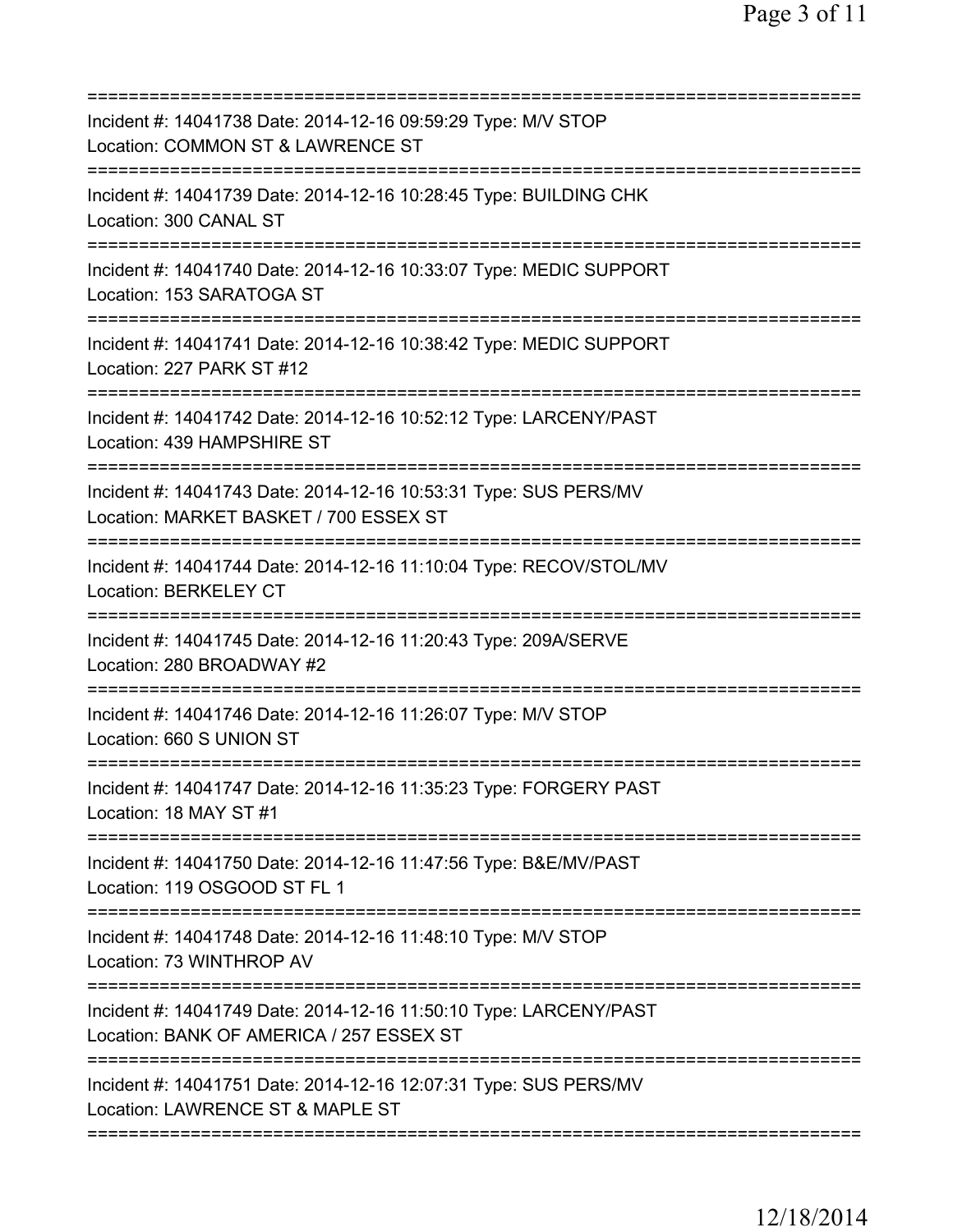===========================================================================

Incident #: 14041738 Date: 2014-12-16 09:59:29 Type: M/V STOP
Location: COMMON ST & LAWRENCE ST

===========================================================================

Incident #: 14041739 Date: 2014-12-16 10:28:45 Type: BUILDING CHK
Location: 300 CANAL ST

===========================================================================

Incident #: 14041740 Date: 2014-12-16 10:33:07 Type: MEDIC SUPPORT
Location: 153 SARATOGA ST

===========================================================================

Incident #: 14041741 Date: 2014-12-16 10:38:42 Type: MEDIC SUPPORT
Location: 227 PARK ST #12

===========================================================================

Incident #: 14041742 Date: 2014-12-16 10:52:12 Type: LARCENY/PAST
Location: 439 HAMPSHIRE ST

===========================================================================

Incident #: 14041743 Date: 2014-12-16 10:53:31 Type: SUS PERS/MV
Location: MARKET BASKET / 700 ESSEX ST

===========================================================================

Incident #: 14041744 Date: 2014-12-16 11:10:04 Type: RECOV/STOL/MV
Location: BERKELEY CT

===========================================================================

Incident #: 14041745 Date: 2014-12-16 11:20:43 Type: 209A/SERVE
Location: 280 BROADWAY #2

===========================================================================

Incident #: 14041746 Date: 2014-12-16 11:26:07 Type: M/V STOP
Location: 660 S UNION ST

===========================================================================

Incident #: 14041747 Date: 2014-12-16 11:35:23 Type: FORGERY PAST
Location: 18 MAY ST #1

===========================================================================

Incident #: 14041750 Date: 2014-12-16 11:47:56 Type: B&E/MV/PAST
Location: 119 OSGOOD ST FL 1

===========================================================================

Incident #: 14041748 Date: 2014-12-16 11:48:10 Type: M/V STOP
Location: 73 WINTHROP AV

===========================================================================

Incident #: 14041749 Date: 2014-12-16 11:50:10 Type: LARCENY/PAST
Location: BANK OF AMERICA / 257 ESSEX ST

===========================================================================

Incident #: 14041751 Date: 2014-12-16 12:07:31 Type: SUS PERS/MV
Location: LAWRENCE ST & MAPLE ST

===========================================================================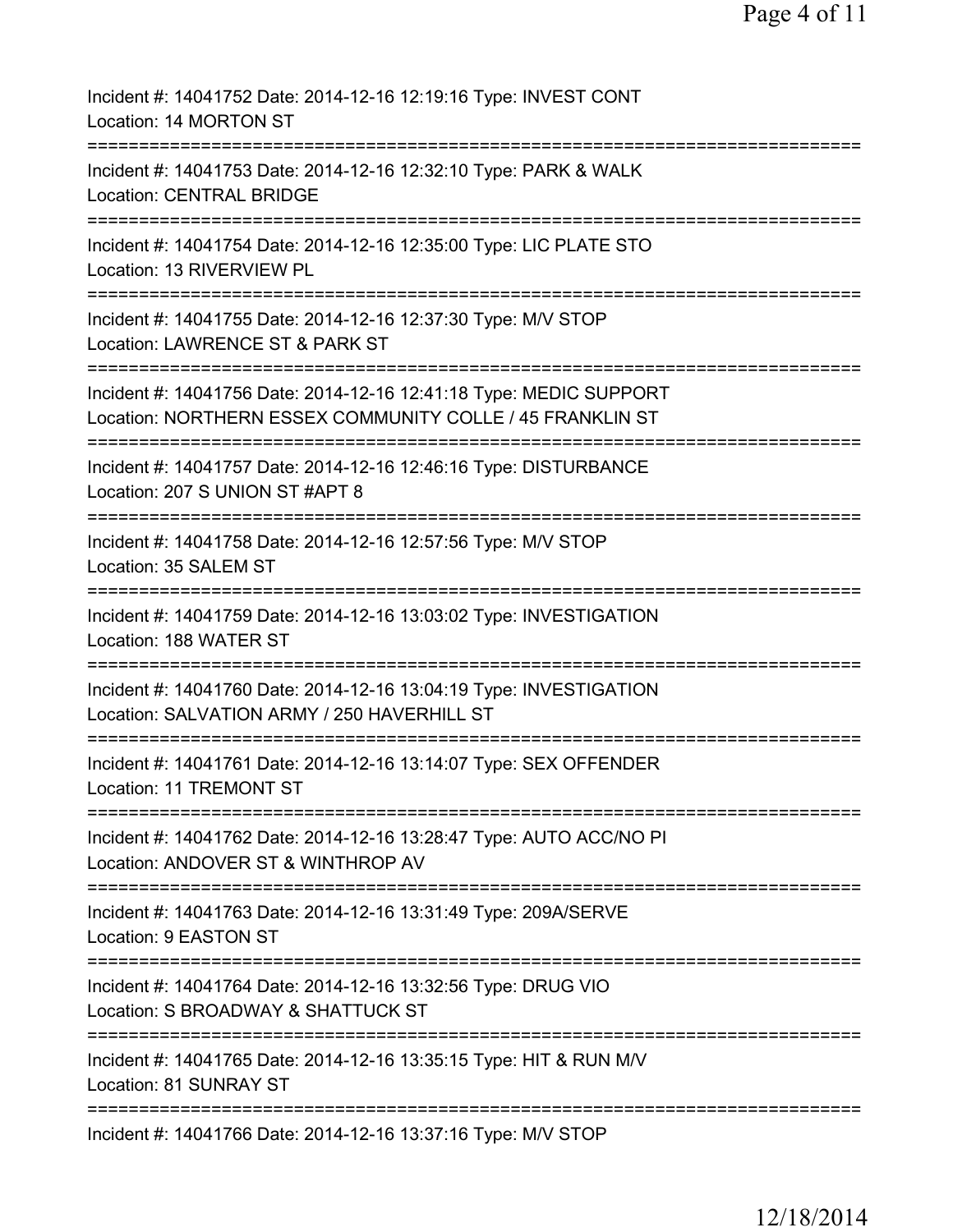Incident #: 14041752 Date: 2014-12-16 12:19:16 Type: INVEST CONT
Location: 14 MORTON ST

===========================================================================

Incident #: 14041753 Date: 2014-12-16 12:32:10 Type: PARK & WALK
Location: CENTRAL BRIDGE

===========================================================================

Incident #: 14041754 Date: 2014-12-16 12:35:00 Type: LIC PLATE STO
Location: 13 RIVERVIEW PL

===========================================================================

Incident #: 14041755 Date: 2014-12-16 12:37:30 Type: M/V STOP
Location: LAWRENCE ST & PARK ST

===========================================================================

Incident #: 14041756 Date: 2014-12-16 12:41:18 Type: MEDIC SUPPORT
Location: NORTHERN ESSEX COMMUNITY COLLE / 45 FRANKLIN ST

===========================================================================

Incident #: 14041757 Date: 2014-12-16 12:46:16 Type: DISTURBANCE
Location: 207 S UNION ST #APT 8

===========================================================================

Incident #: 14041758 Date: 2014-12-16 12:57:56 Type: M/V STOP
Location: 35 SALEM ST

===========================================================================

Incident #: 14041759 Date: 2014-12-16 13:03:02 Type: INVESTIGATION
Location: 188 WATER ST

===========================================================================

Incident #: 14041760 Date: 2014-12-16 13:04:19 Type: INVESTIGATION
Location: SALVATION ARMY / 250 HAVERHILL ST

===========================================================================

Incident #: 14041761 Date: 2014-12-16 13:14:07 Type: SEX OFFENDER
Location: 11 TREMONT ST

===========================================================================

Incident #: 14041762 Date: 2014-12-16 13:28:47 Type: AUTO ACC/NO PI
Location: ANDOVER ST & WINTHROP AV

===========================================================================

Incident #: 14041763 Date: 2014-12-16 13:31:49 Type: 209A/SERVE
Location: 9 EASTON ST

===========================================================================

Incident #: 14041764 Date: 2014-12-16 13:32:56 Type: DRUG VIO
Location: S BROADWAY & SHATTUCK ST

===========================================================================

Incident #: 14041765 Date: 2014-12-16 13:35:15 Type: HIT & RUN M/V
Location: 81 SUNRAY ST

===========================================================================

Incident #: 14041766 Date: 2014-12-16 13:37:16 Type: M/V STOP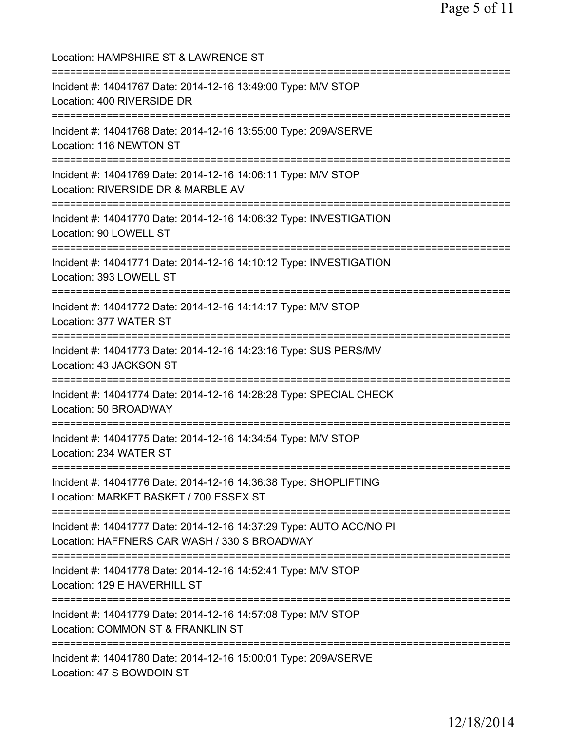Location: HAMPSHIRE ST & LAWRENCE ST

===========================================================================

Incident #: 14041767 Date: 2014-12-16 13:49:00 Type: M/V STOP
Location: 400 RIVERSIDE DR

===========================================================================

Incident #: 14041768 Date: 2014-12-16 13:55:00 Type: 209A/SERVE
Location: 116 NEWTON ST

===========================================================================

Incident #: 14041769 Date: 2014-12-16 14:06:11 Type: M/V STOP
Location: RIVERSIDE DR & MARBLE AV

===========================================================================

Incident #: 14041770 Date: 2014-12-16 14:06:32 Type: INVESTIGATION
Location: 90 LOWELL ST

===========================================================================

Incident #: 14041771 Date: 2014-12-16 14:10:12 Type: INVESTIGATION
Location: 393 LOWELL ST

===========================================================================

Incident #: 14041772 Date: 2014-12-16 14:14:17 Type: M/V STOP
Location: 377 WATER ST

===========================================================================

Incident #: 14041773 Date: 2014-12-16 14:23:16 Type: SUS PERS/MV
Location: 43 JACKSON ST

===========================================================================

Incident #: 14041774 Date: 2014-12-16 14:28:28 Type: SPECIAL CHECK
Location: 50 BROADWAY

===========================================================================

Incident #: 14041775 Date: 2014-12-16 14:34:54 Type: M/V STOP
Location: 234 WATER ST

===========================================================================

Incident #: 14041776 Date: 2014-12-16 14:36:38 Type: SHOPLIFTING
Location: MARKET BASKET / 700 ESSEX ST

===========================================================================

Incident #: 14041777 Date: 2014-12-16 14:37:29 Type: AUTO ACC/NO PI
Location: HAFFNERS CAR WASH / 330 S BROADWAY

===========================================================================

Incident #: 14041778 Date: 2014-12-16 14:52:41 Type: M/V STOP
Location: 129 E HAVERHILL ST

===========================================================================

Incident #: 14041779 Date: 2014-12-16 14:57:08 Type: M/V STOP
Location: COMMON ST & FRANKLIN ST

===========================================================================

Incident #: 14041780 Date: 2014-12-16 15:00:01 Type: 209A/SERVE
Location: 47 S BOWDOIN ST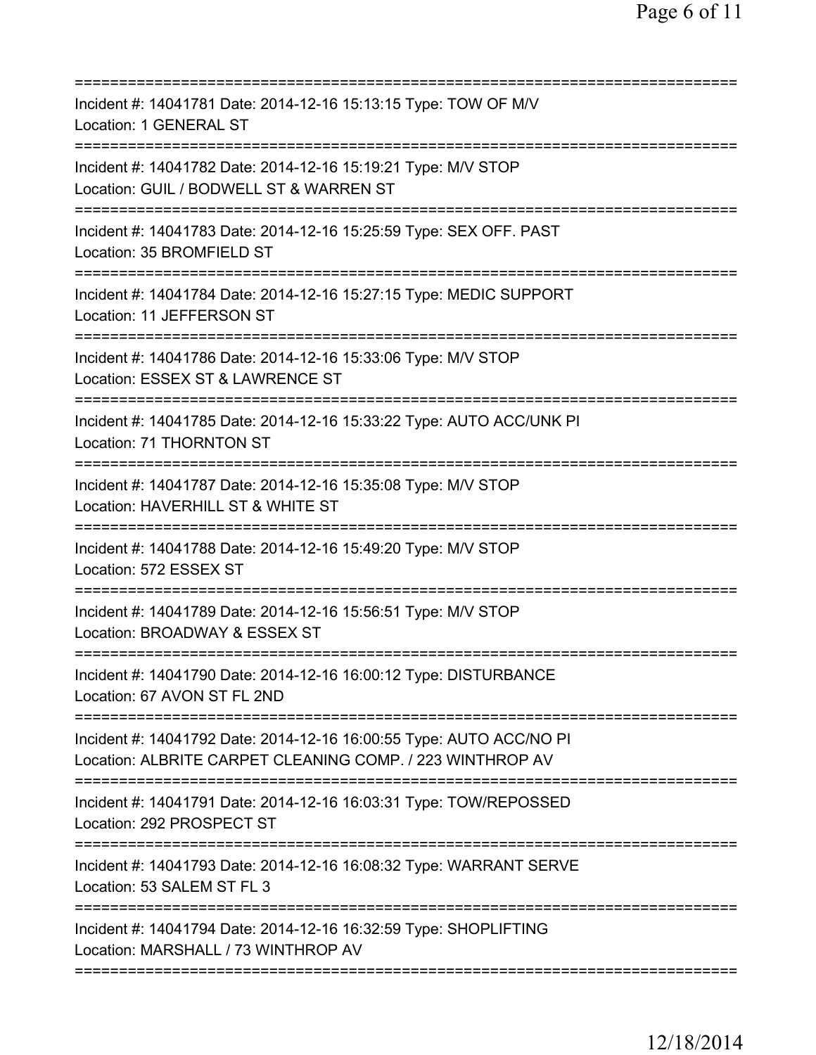===========================================================================
Incident #: 14041781 Date: 2014-12-16 15:13:15 Type: TOW OF M/V
Location: 1 GENERAL ST
===========================================================================
Incident #: 14041782 Date: 2014-12-16 15:19:21 Type: M/V STOP
Location: GUIL / BODWELL ST & WARREN ST
===========================================================================
Incident #: 14041783 Date: 2014-12-16 15:25:59 Type: SEX OFF. PAST
Location: 35 BROMFIELD ST
===========================================================================
Incident #: 14041784 Date: 2014-12-16 15:27:15 Type: MEDIC SUPPORT
Location: 11 JEFFERSON ST
===========================================================================
Incident #: 14041786 Date: 2014-12-16 15:33:06 Type: M/V STOP
Location: ESSEX ST & LAWRENCE ST
===========================================================================
Incident #: 14041785 Date: 2014-12-16 15:33:22 Type: AUTO ACC/UNK PI
Location: 71 THORNTON ST
===========================================================================
Incident #: 14041787 Date: 2014-12-16 15:35:08 Type: M/V STOP
Location: HAVERHILL ST & WHITE ST
===========================================================================
Incident #: 14041788 Date: 2014-12-16 15:49:20 Type: M/V STOP
Location: 572 ESSEX ST
===========================================================================
Incident #: 14041789 Date: 2014-12-16 15:56:51 Type: M/V STOP
Location: BROADWAY & ESSEX ST
===========================================================================
Incident #: 14041790 Date: 2014-12-16 16:00:12 Type: DISTURBANCE
Location: 67 AVON ST FL 2ND
===========================================================================
Incident #: 14041792 Date: 2014-12-16 16:00:55 Type: AUTO ACC/NO PI
Location: ALBRITE CARPET CLEANING COMP. / 223 WINTHROP AV
===========================================================================
Incident #: 14041791 Date: 2014-12-16 16:03:31 Type: TOW/REPOSSED
Location: 292 PROSPECT ST
===========================================================================
Incident #: 14041793 Date: 2014-12-16 16:08:32 Type: WARRANT SERVE
Location: 53 SALEM ST FL 3
===========================================================================
Incident #: 14041794 Date: 2014-12-16 16:32:59 Type: SHOPLIFTING
Location: MARSHALL / 73 WINTHROP AV
===========================================================================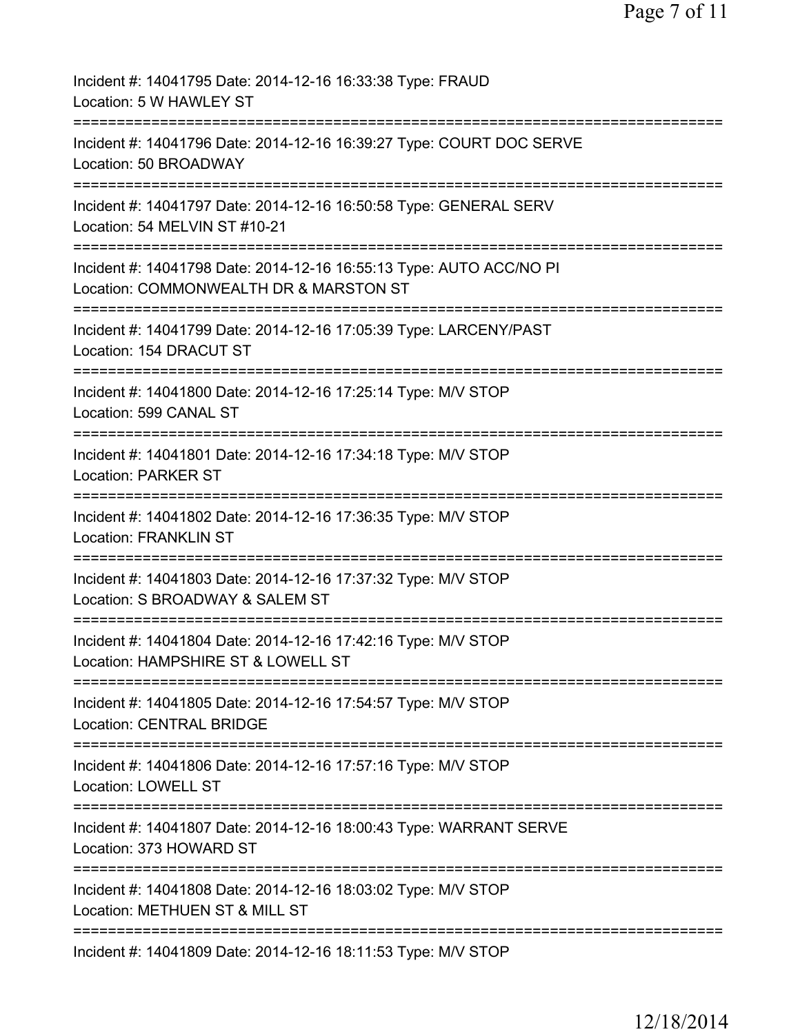Incident #: 14041795 Date: 2014-12-16 16:33:38 Type: FRAUD
Location: 5 W HAWLEY ST
===========================================================================
Incident #: 14041796 Date: 2014-12-16 16:39:27 Type: COURT DOC SERVE
Location: 50 BROADWAY
===========================================================================
Incident #: 14041797 Date: 2014-12-16 16:50:58 Type: GENERAL SERV
Location: 54 MELVIN ST #10-21
===========================================================================
Incident #: 14041798 Date: 2014-12-16 16:55:13 Type: AUTO ACC/NO PI
Location: COMMONWEALTH DR & MARSTON ST
===========================================================================
Incident #: 14041799 Date: 2014-12-16 17:05:39 Type: LARCENY/PAST
Location: 154 DRACUT ST
===========================================================================
Incident #: 14041800 Date: 2014-12-16 17:25:14 Type: M/V STOP
Location: 599 CANAL ST
===========================================================================
Incident #: 14041801 Date: 2014-12-16 17:34:18 Type: M/V STOP
Location: PARKER ST
===========================================================================
Incident #: 14041802 Date: 2014-12-16 17:36:35 Type: M/V STOP
Location: FRANKLIN ST
===========================================================================
Incident #: 14041803 Date: 2014-12-16 17:37:32 Type: M/V STOP
Location: S BROADWAY & SALEM ST
===========================================================================
Incident #: 14041804 Date: 2014-12-16 17:42:16 Type: M/V STOP
Location: HAMPSHIRE ST & LOWELL ST
===========================================================================
Incident #: 14041805 Date: 2014-12-16 17:54:57 Type: M/V STOP
Location: CENTRAL BRIDGE
===========================================================================
Incident #: 14041806 Date: 2014-12-16 17:57:16 Type: M/V STOP
Location: LOWELL ST
===========================================================================
Incident #: 14041807 Date: 2014-12-16 18:00:43 Type: WARRANT SERVE
Location: 373 HOWARD ST
===========================================================================
Incident #: 14041808 Date: 2014-12-16 18:03:02 Type: M/V STOP
Location: METHUEN ST & MILL ST
===========================================================================
Incident #: 14041809 Date: 2014-12-16 18:11:53 Type: M/V STOP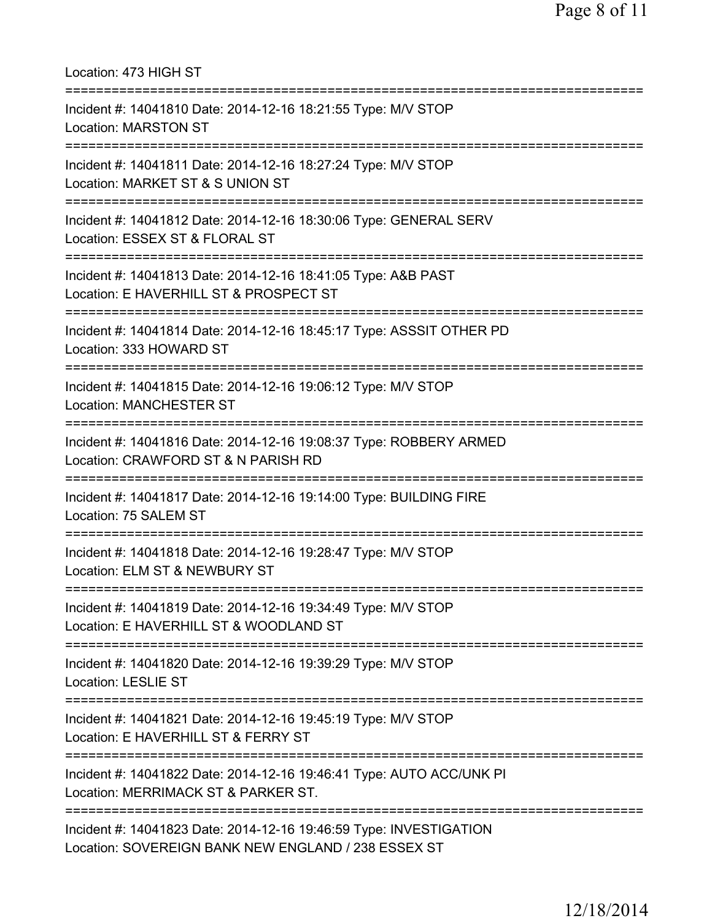Location: 473 HIGH ST

===========================================================================

Incident #: 14041810 Date: 2014-12-16 18:21:55 Type: M/V STOP
Location: MARSTON ST

===========================================================================

Incident #: 14041811 Date: 2014-12-16 18:27:24 Type: M/V STOP
Location: MARKET ST & S UNION ST

===========================================================================

Incident #: 14041812 Date: 2014-12-16 18:30:06 Type: GENERAL SERV
Location: ESSEX ST & FLORAL ST

===========================================================================

Incident #: 14041813 Date: 2014-12-16 18:41:05 Type: A&B PAST
Location: E HAVERHILL ST & PROSPECT ST

===========================================================================

Incident #: 14041814 Date: 2014-12-16 18:45:17 Type: ASSSIT OTHER PD
Location: 333 HOWARD ST

===========================================================================

Incident #: 14041815 Date: 2014-12-16 19:06:12 Type: M/V STOP
Location: MANCHESTER ST

===========================================================================

Incident #: 14041816 Date: 2014-12-16 19:08:37 Type: ROBBERY ARMED
Location: CRAWFORD ST & N PARISH RD

===========================================================================

Incident #: 14041817 Date: 2014-12-16 19:14:00 Type: BUILDING FIRE
Location: 75 SALEM ST

===========================================================================

Incident #: 14041818 Date: 2014-12-16 19:28:47 Type: M/V STOP
Location: ELM ST & NEWBURY ST

===========================================================================

Incident #: 14041819 Date: 2014-12-16 19:34:49 Type: M/V STOP
Location: E HAVERHILL ST & WOODLAND ST

===========================================================================

Incident #: 14041820 Date: 2014-12-16 19:39:29 Type: M/V STOP
Location: LESLIE ST

===========================================================================

Incident #: 14041821 Date: 2014-12-16 19:45:19 Type: M/V STOP
Location: E HAVERHILL ST & FERRY ST

===========================================================================

Incident #: 14041822 Date: 2014-12-16 19:46:41 Type: AUTO ACC/UNK PI
Location: MERRIMACK ST & PARKER ST.

===========================================================================

Incident #: 14041823 Date: 2014-12-16 19:46:59 Type: INVESTIGATION
Location: SOVEREIGN BANK NEW ENGLAND / 238 ESSEX ST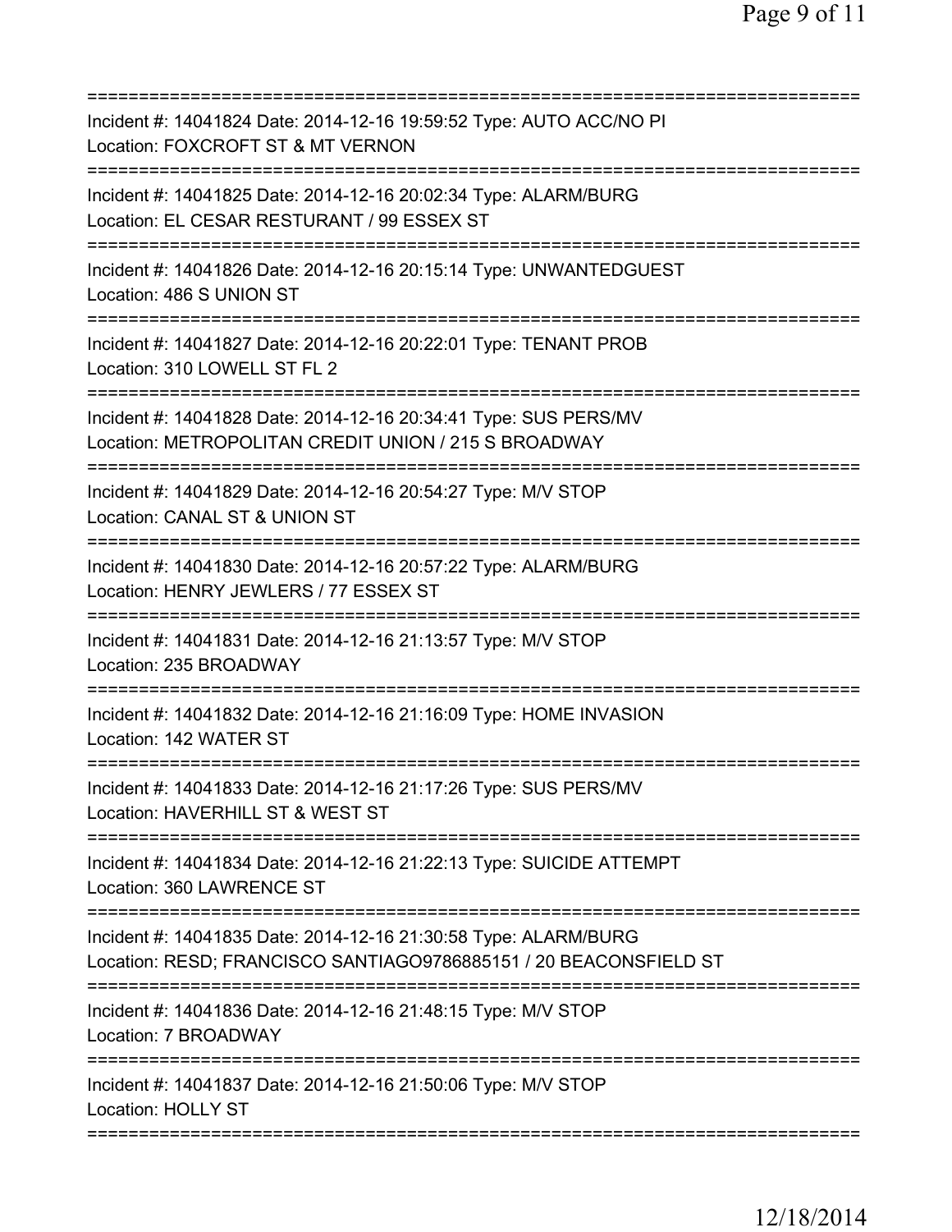===========================================================================
Incident #: 14041824 Date: 2014-12-16 19:59:52 Type: AUTO ACC/NO PI
Location: FOXCROFT ST & MT VERNON
===========================================================================
Incident #: 14041825 Date: 2014-12-16 20:02:34 Type: ALARM/BURG
Location: EL CESAR RESTURANT / 99 ESSEX ST
===========================================================================
Incident #: 14041826 Date: 2014-12-16 20:15:14 Type: UNWANTEDGUEST
Location: 486 S UNION ST
===========================================================================
Incident #: 14041827 Date: 2014-12-16 20:22:01 Type: TENANT PROB
Location: 310 LOWELL ST FL 2
===========================================================================
Incident #: 14041828 Date: 2014-12-16 20:34:41 Type: SUS PERS/MV
Location: METROPOLITAN CREDIT UNION / 215 S BROADWAY
===========================================================================
Incident #: 14041829 Date: 2014-12-16 20:54:27 Type: M/V STOP
Location: CANAL ST & UNION ST
===========================================================================
Incident #: 14041830 Date: 2014-12-16 20:57:22 Type: ALARM/BURG
Location: HENRY JEWLERS / 77 ESSEX ST
===========================================================================
Incident #: 14041831 Date: 2014-12-16 21:13:57 Type: M/V STOP
Location: 235 BROADWAY
===========================================================================
Incident #: 14041832 Date: 2014-12-16 21:16:09 Type: HOME INVASION
Location: 142 WATER ST
===========================================================================
Incident #: 14041833 Date: 2014-12-16 21:17:26 Type: SUS PERS/MV
Location: HAVERHILL ST & WEST ST
===========================================================================
Incident #: 14041834 Date: 2014-12-16 21:22:13 Type: SUICIDE ATTEMPT
Location: 360 LAWRENCE ST
===========================================================================
Incident #: 14041835 Date: 2014-12-16 21:30:58 Type: ALARM/BURG
Location: RESD; FRANCISCO SANTIAGO9786885151 / 20 BEACONSFIELD ST
===========================================================================
Incident #: 14041836 Date: 2014-12-16 21:48:15 Type: M/V STOP
Location: 7 BROADWAY
===========================================================================
Incident #: 14041837 Date: 2014-12-16 21:50:06 Type: M/V STOP
Location: HOLLY ST
===========================================================================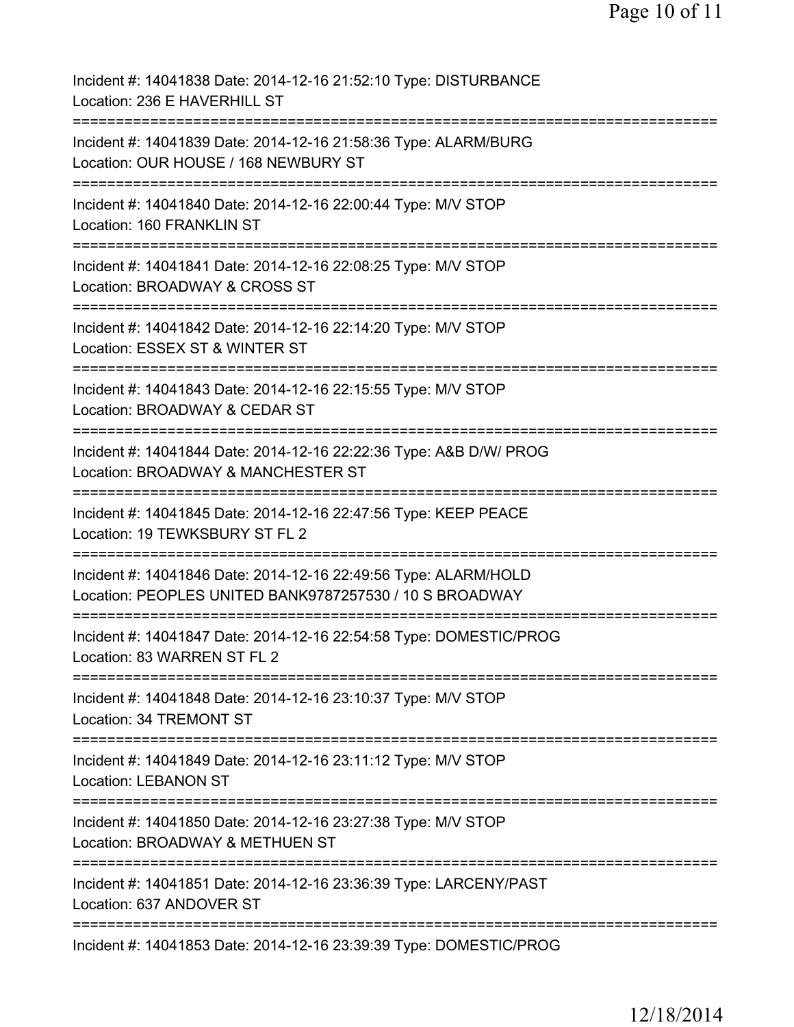Incident #: 14041838 Date: 2014-12-16 21:52:10 Type: DISTURBANCE
Location: 236 E HAVERHILL ST

===========================================================================

Incident #: 14041839 Date: 2014-12-16 21:58:36 Type: ALARM/BURG
Location: OUR HOUSE / 168 NEWBURY ST

===========================================================================

Incident #: 14041840 Date: 2014-12-16 22:00:44 Type: M/V STOP
Location: 160 FRANKLIN ST

===========================================================================

Incident #: 14041841 Date: 2014-12-16 22:08:25 Type: M/V STOP
Location: BROADWAY & CROSS ST

===========================================================================

Incident #: 14041842 Date: 2014-12-16 22:14:20 Type: M/V STOP
Location: ESSEX ST & WINTER ST

===========================================================================

Incident #: 14041843 Date: 2014-12-16 22:15:55 Type: M/V STOP
Location: BROADWAY & CEDAR ST

===========================================================================

Incident #: 14041844 Date: 2014-12-16 22:22:36 Type: A&B D/W/ PROG
Location: BROADWAY & MANCHESTER ST

===========================================================================

Incident #: 14041845 Date: 2014-12-16 22:47:56 Type: KEEP PEACE
Location: 19 TEWKSBURY ST FL 2

===========================================================================

Incident #: 14041846 Date: 2014-12-16 22:49:56 Type: ALARM/HOLD
Location: PEOPLES UNITED BANK9787257530 / 10 S BROADWAY

===========================================================================

Incident #: 14041847 Date: 2014-12-16 22:54:58 Type: DOMESTIC/PROG
Location: 83 WARREN ST FL 2

===========================================================================

Incident #: 14041848 Date: 2014-12-16 23:10:37 Type: M/V STOP
Location: 34 TREMONT ST

===========================================================================

Incident #: 14041849 Date: 2014-12-16 23:11:12 Type: M/V STOP
Location: LEBANON ST

===========================================================================

Incident #: 14041850 Date: 2014-12-16 23:27:38 Type: M/V STOP
Location: BROADWAY & METHUEN ST

===========================================================================

Incident #: 14041851 Date: 2014-12-16 23:36:39 Type: LARCENY/PAST
Location: 637 ANDOVER ST

===========================================================================

Incident #: 14041853 Date: 2014-12-16 23:39:39 Type: DOMESTIC/PROG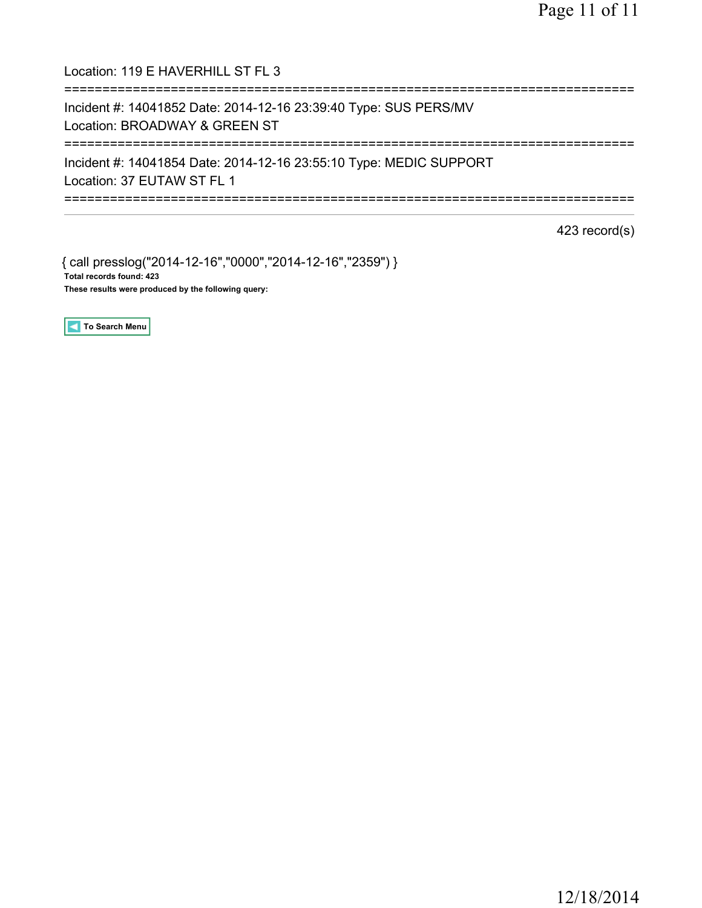Location: 119 E HAVERHILL ST FL 3

===========================================================================

Incident #: 14041852 Date: 2014-12-16 23:39:40 Type: SUS PERS/MV

Location: BROADWAY & GREEN ST

===========================================================================

Incident #: 14041854 Date: 2014-12-16 23:55:10 Type: MEDIC SUPPORT

Location: 37 EUTAW ST FL 1

===========================================================================

423 record(s)

{ call presslog("2014-12-16","0000","2014-12-16","2359") }

**Total records found: 423**

**These results were produced by the following query:**

**To Search Menu**